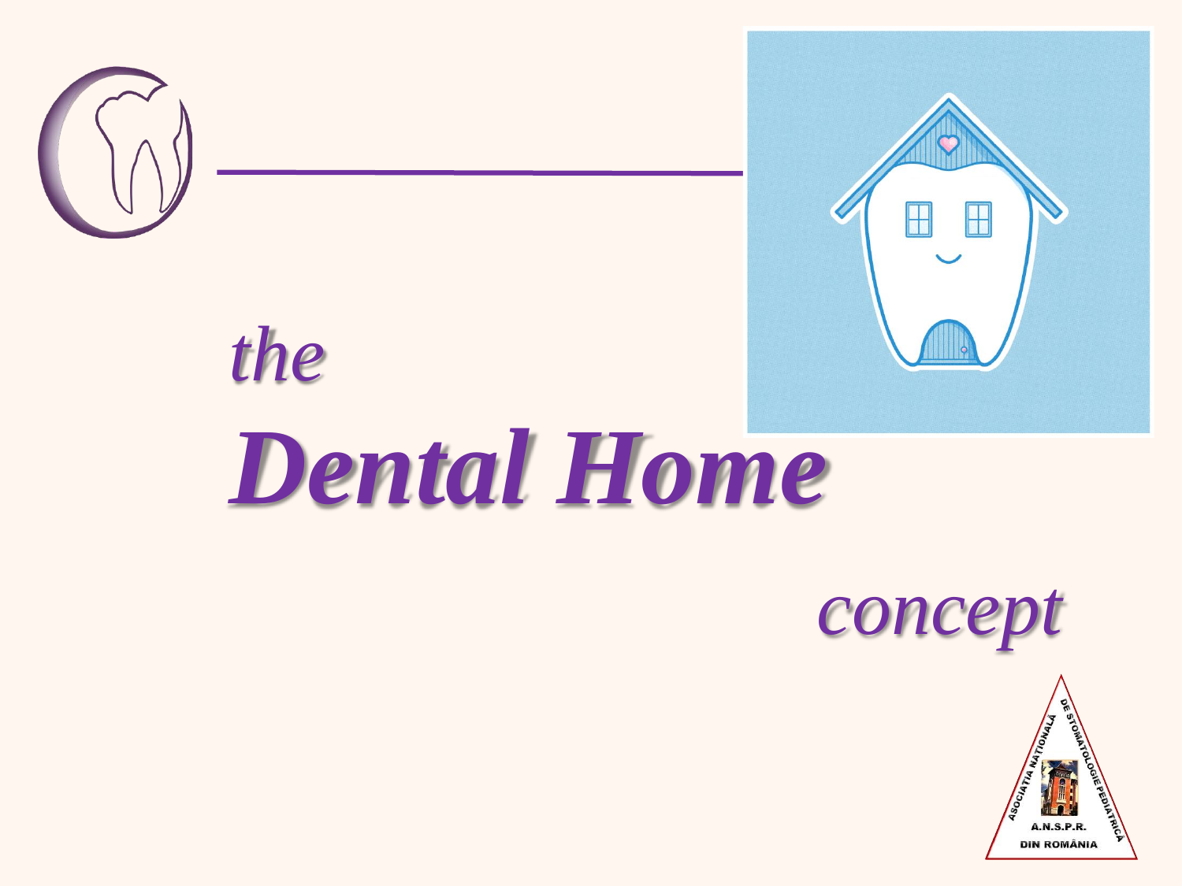# *the Dental Home concept*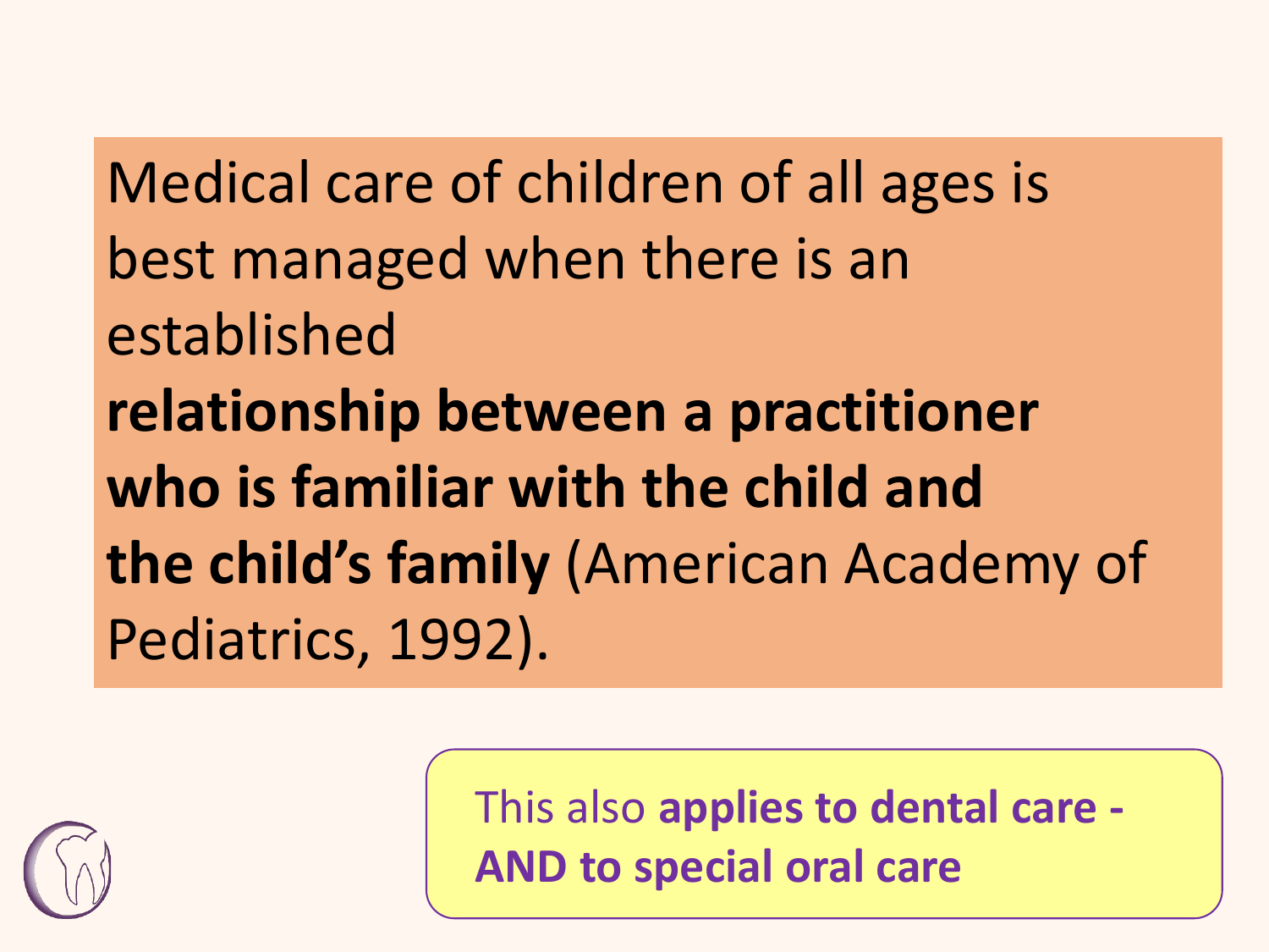Medical care of children of all ages is best managed when there is an established **relationship between a practitioner who is familiar with the child and the child's family** (American Academy of Pediatrics, 1992).

This also **applies to dental care - AND to special oral care**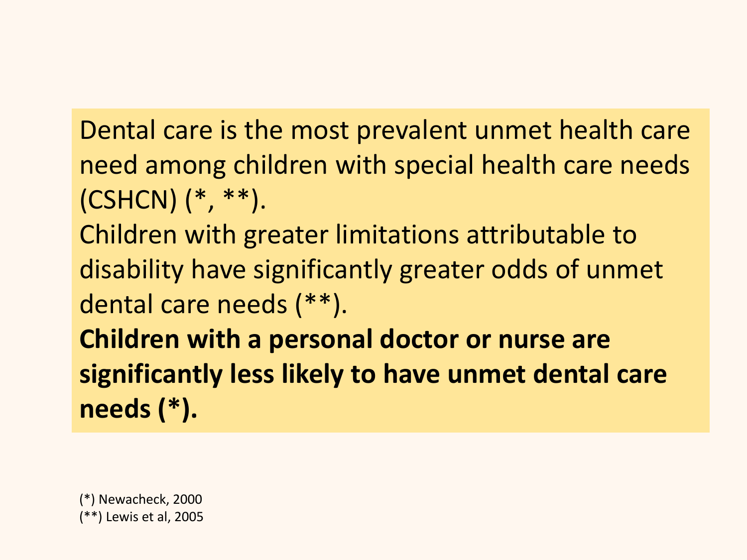Dental care is the most prevalent unmet health care need among children with special health care needs (CSHCN) (*, **).

Children with greater limitations attributable to disability have significantly greater odds of unmet dental care needs (**).

**Children with a personal doctor or nurse are significantly less likely to have unmet dental care needs (*).**

(*) Newacheck, 2000
(**) Lewis et al, 2005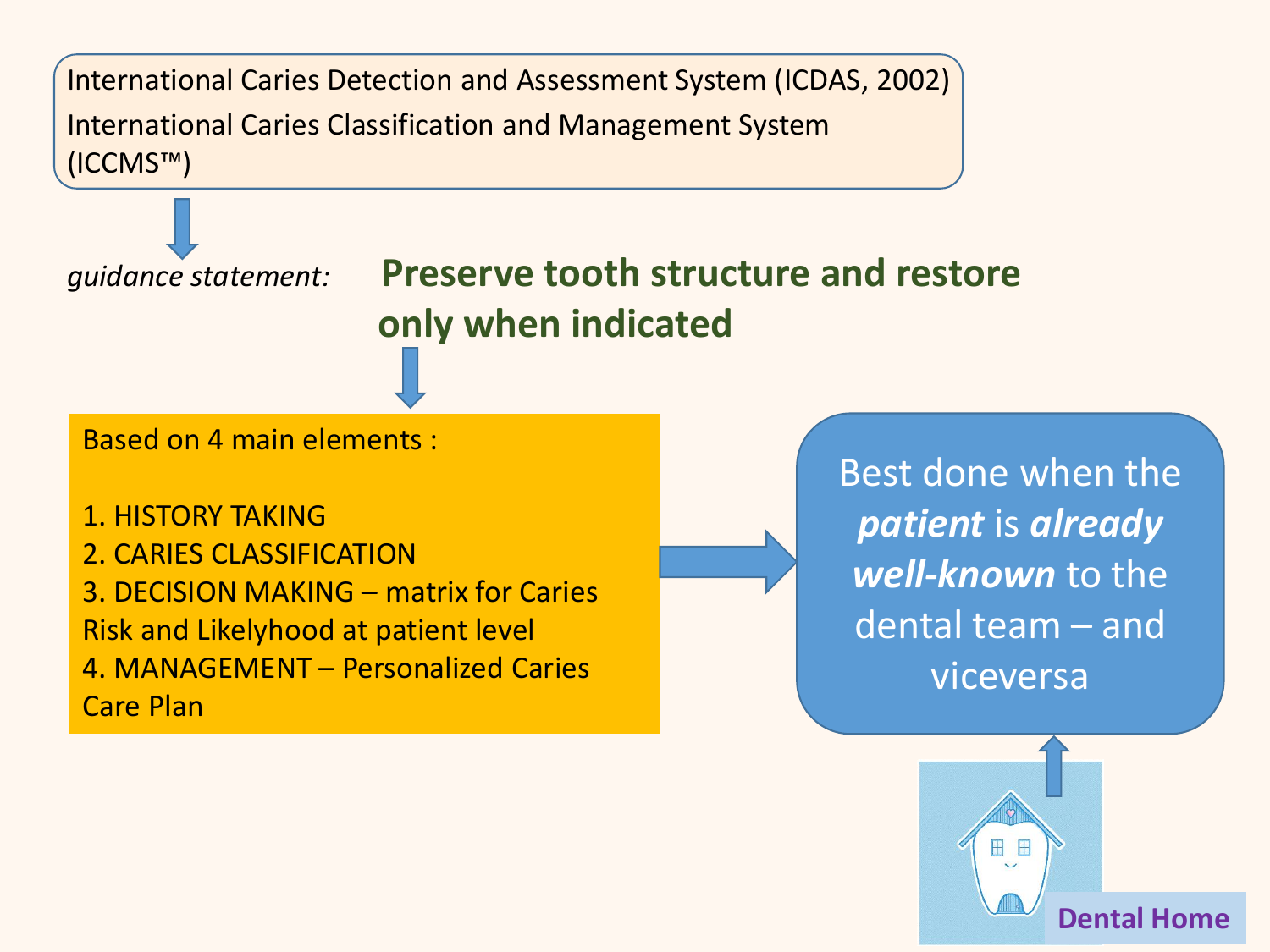International Caries Detection and Assessment System (ICDAS, 2002)

International Caries Classification and Management System (ICCMS™)

*guidance statement:* **Preserve tooth structure and restore only when indicated**

Based on 4 main elements :

1. HISTORY TAKING
2. CARIES CLASSIFICATION
3. DECISION MAKING – matrix for Caries Risk and Likelyhood at patient level
4. MANAGEMENT – Personalized Caries Care Plan

Best done when the ***patient*** is ***already well-known*** to the dental team – and viceversa

**Dental Home**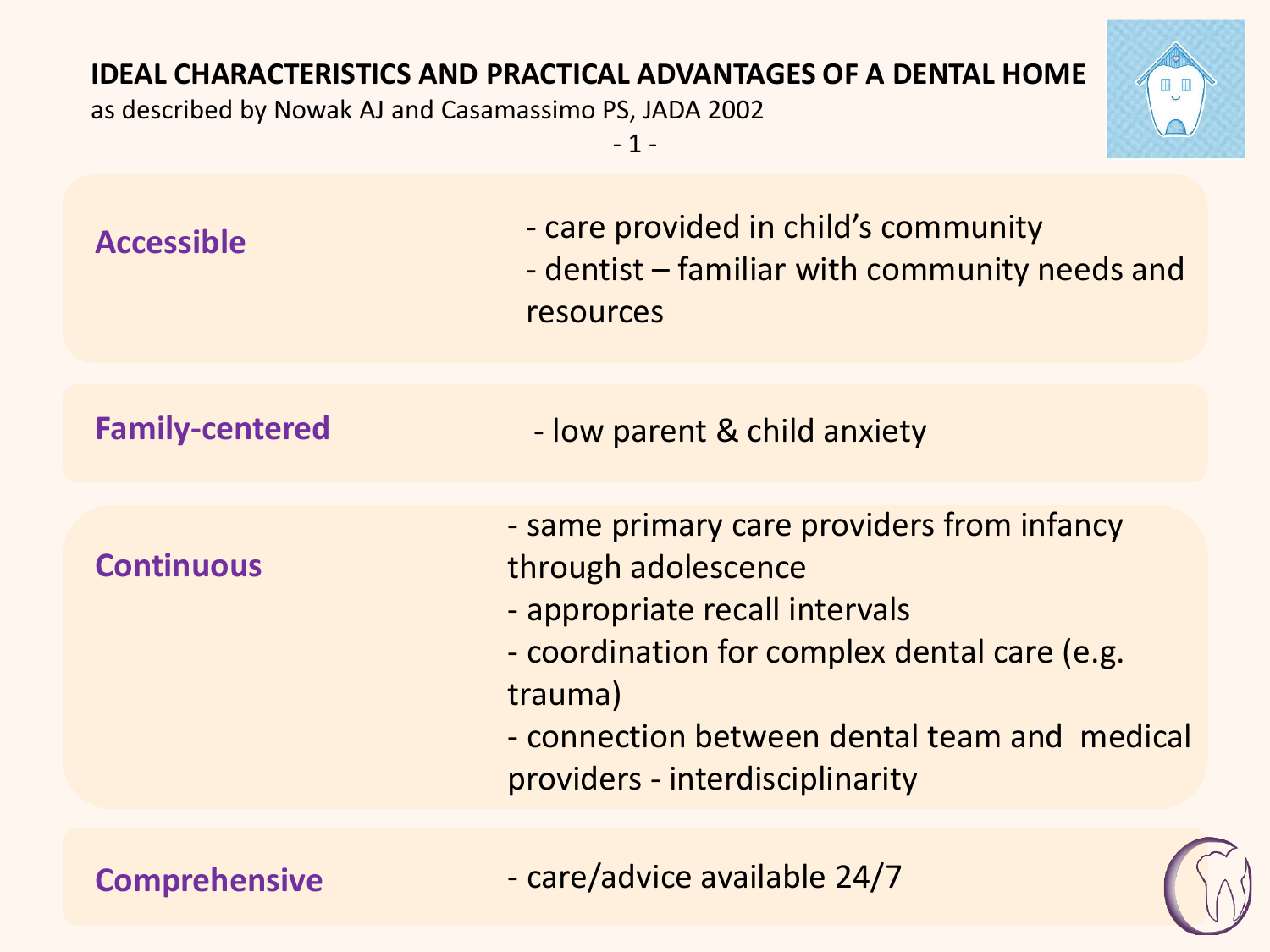# IDEAL CHARACTERISTICS AND PRACTICAL ADVANTAGES OF A DENTAL HOME

as described by Nowak AJ and Casamassimo PS, JADA 2002

- 1 -

| | |
|---|---|
| **Accessible** | - care provided in child's community<br>- dentist – familiar with community needs and resources |
| **Family-centered** | - low parent & child anxiety |
| **Continuous** | - same primary care providers from infancy through adolescence<br>- appropriate recall intervals<br>- coordination for complex dental care (e.g. trauma)<br>- connection between dental team and medical providers - interdisciplinarity |
| **Comprehensive** | - care/advice available 24/7 |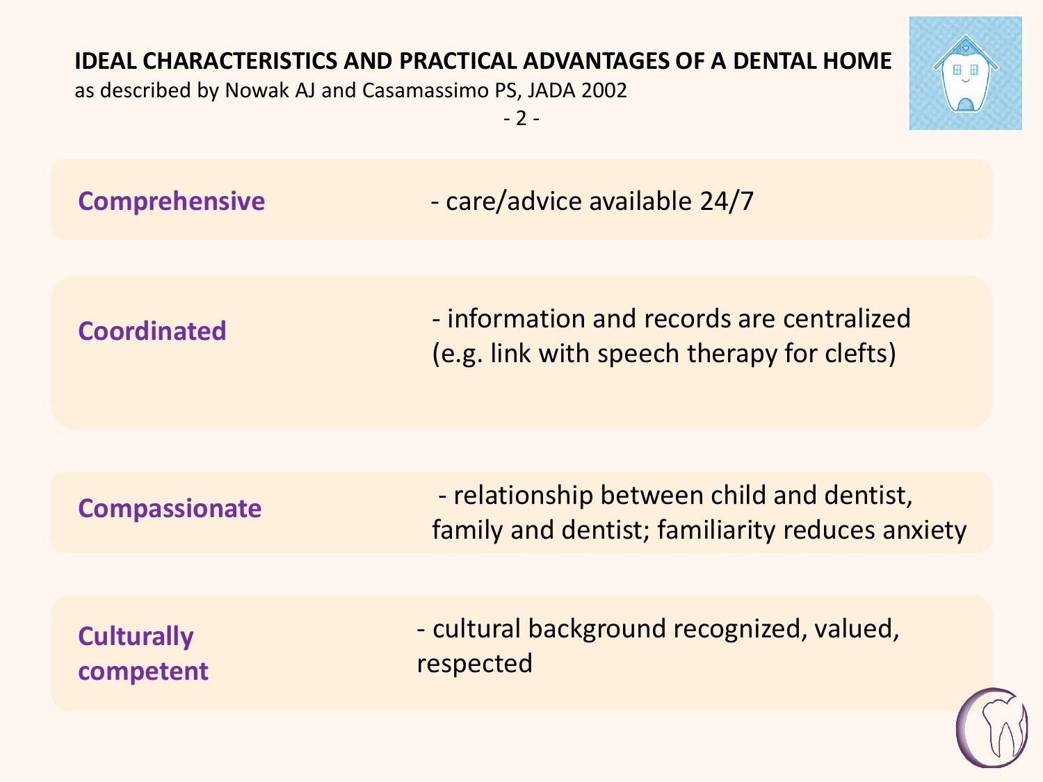## IDEAL CHARACTERISTICS AND PRACTICAL ADVANTAGES OF A DENTAL HOME

as described by Nowak AJ and Casamassimo PS, JADA 2002

- 2 -

| | |
|---|---|
| **Comprehensive** | - care/advice available 24/7 |
| **Coordinated** | - information and records are centralized (e.g. link with speech therapy for clefts) |
| **Compassionate** | - relationship between child and dentist, family and dentist; familiarity reduces anxiety |
| **Culturally competent** | - cultural background recognized, valued, respected |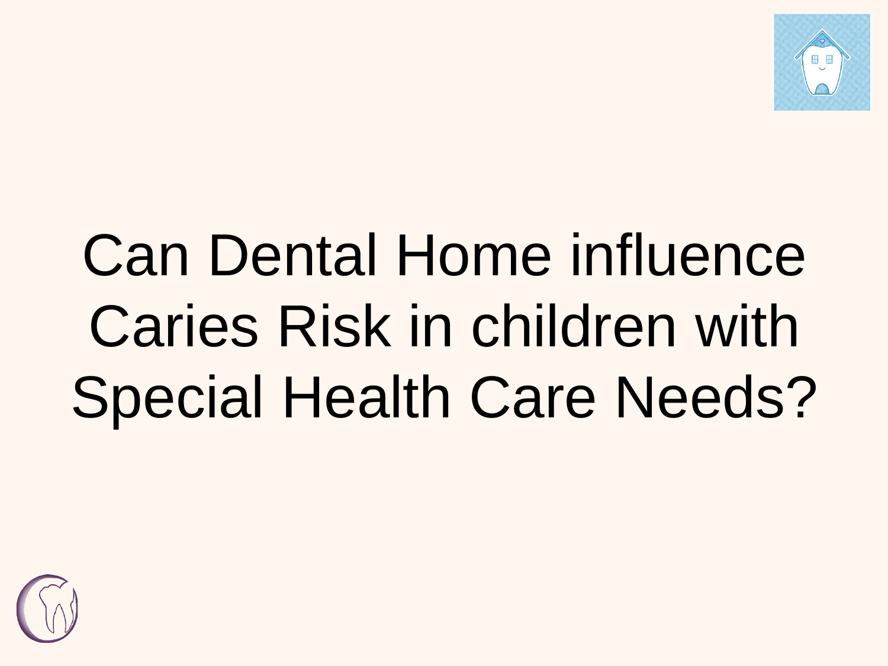# Can Dental Home influence Caries Risk in children with Special Health Care Needs?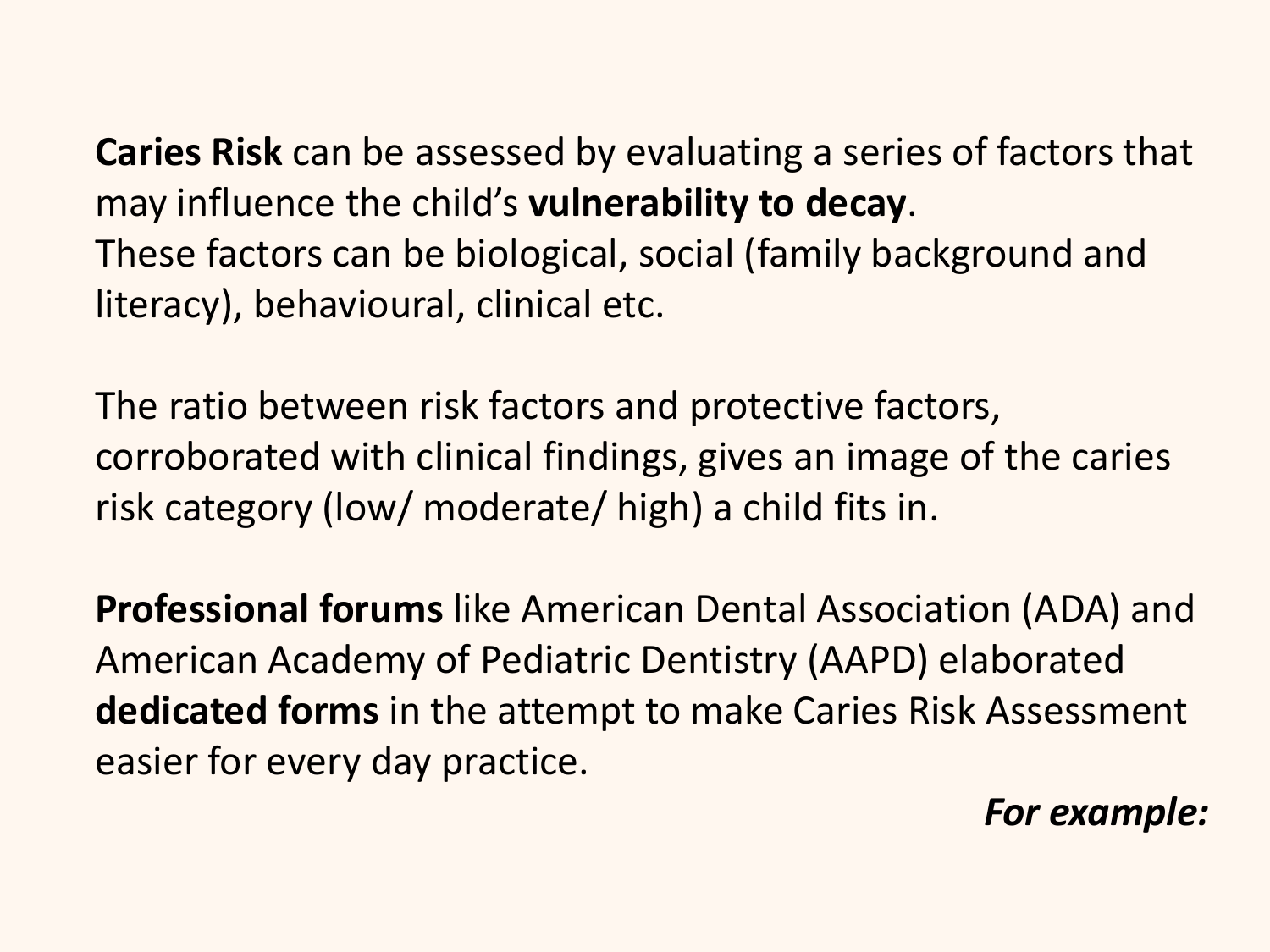**Caries Risk** can be assessed by evaluating a series of factors that may influence the child's **vulnerability to decay**.
These factors can be biological, social (family background and literacy), behavioural, clinical etc.

The ratio between risk factors and protective factors, corroborated with clinical findings, gives an image of the caries risk category (low/ moderate/ high) a child fits in.

**Professional forums** like American Dental Association (ADA) and American Academy of Pediatric Dentistry (AAPD) elaborated **dedicated forms** in the attempt to make Caries Risk Assessment easier for every day practice.

***For example:***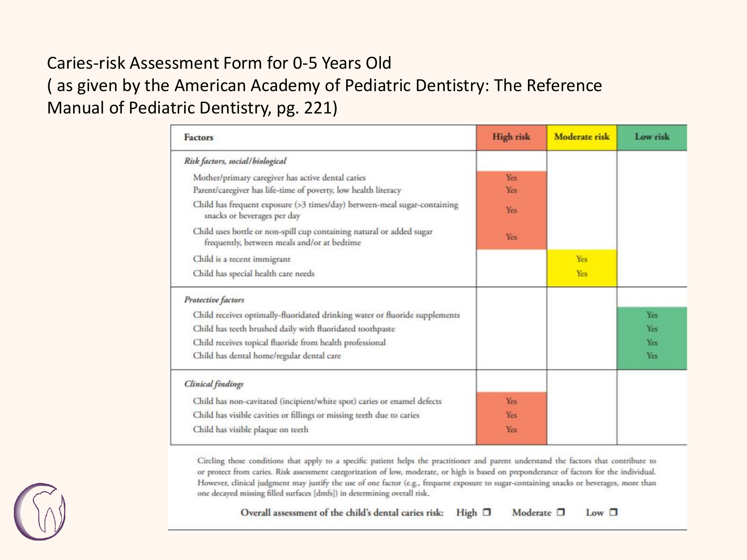Caries-risk Assessment Form for 0-5 Years Old
( as given by the American Academy of Pediatric Dentistry: The Reference Manual of Pediatric Dentistry, pg. 221)

| Factors | High risk | Moderate risk | Low risk |
|---|---|---|---|
| *Risk factors, social/biological* | | | |
| Mother/primary caregiver has active dental caries | Yes | | |
| Parent/caregiver has life-time of poverty, low health literacy | Yes | | |
| Child has frequent exposure (>3 times/day) between-meal sugar-containing snacks or beverages per day | Yes | | |
| Child uses bottle or non-spill cup containing natural or added sugar frequently, between meals and/or at bedtime | Yes | | |
| Child is a recent immigrant | | Yes | |
| Child has special health care needs | | Yes | |
| *Protective factors* | | | |
| Child receives optimally-fluoridated drinking water or fluoride supplements | | | Yes |
| Child has teeth brushed daily with fluoridated toothpaste | | | Yes |
| Child receives topical fluoride from health professional | | | Yes |
| Child has dental home/regular dental care | | | Yes |
| *Clinical findings* | | | |
| Child has non-cavitated (incipient/white spot) caries or enamel defects | Yes | | |
| Child has visible cavities or fillings or missing teeth due to caries | Yes | | |
| Child has visible plaque on teeth | Yes | | |

Circling those conditions that apply to a specific patient helps the practitioner and parent understand the factors that contribute to or protect from caries. Risk assessment categorization of low, moderate, or high is based on preponderance of factors for the individual. However, clinical judgment may justify the use of one factor (e.g., frequent exposure to sugar-containing snacks or beverages, more than one decayed missing filled surfaces [dmfs]) in determining overall risk.

Overall assessment of the child's dental caries risk: High ❐ Moderate ❐ Low ❐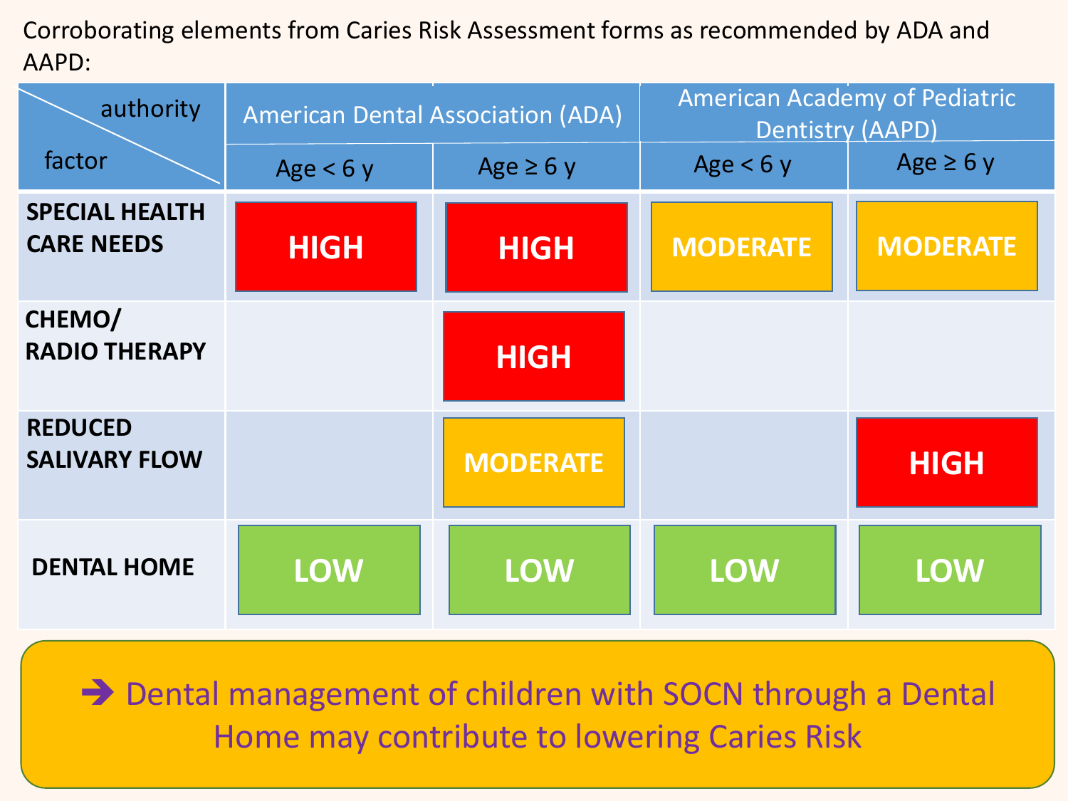Corroborating elements from Caries Risk Assessment forms as recommended by ADA and AAPD:

| factor \ authority | American Dental Association (ADA) | | American Academy of Pediatric Dentistry (AAPD) | |
|---|---|---|---|---|
| | Age < 6 y | Age ≥ 6 y | Age < 6 y | Age ≥ 6 y |
| **SPECIAL HEALTH CARE NEEDS** | HIGH | HIGH | MODERATE | MODERATE |
| **CHEMO/ RADIO THERAPY** | | HIGH | | |
| **REDUCED SALIVARY FLOW** | | MODERATE | | HIGH |
| **DENTAL HOME** | LOW | LOW | LOW | LOW |

→ Dental management of children with SOCN through a Dental Home may contribute to lowering Caries Risk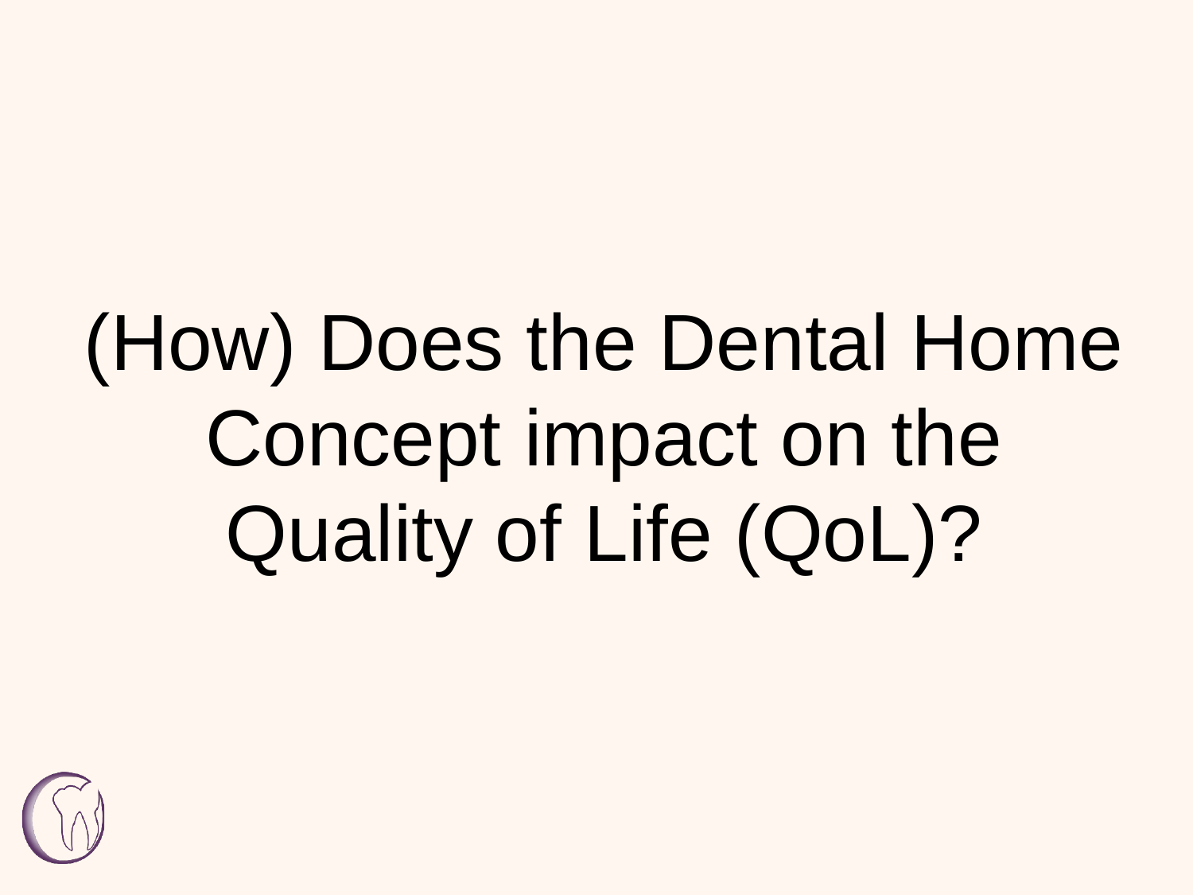# (How) Does the Dental Home Concept impact on the Quality of Life (QoL)?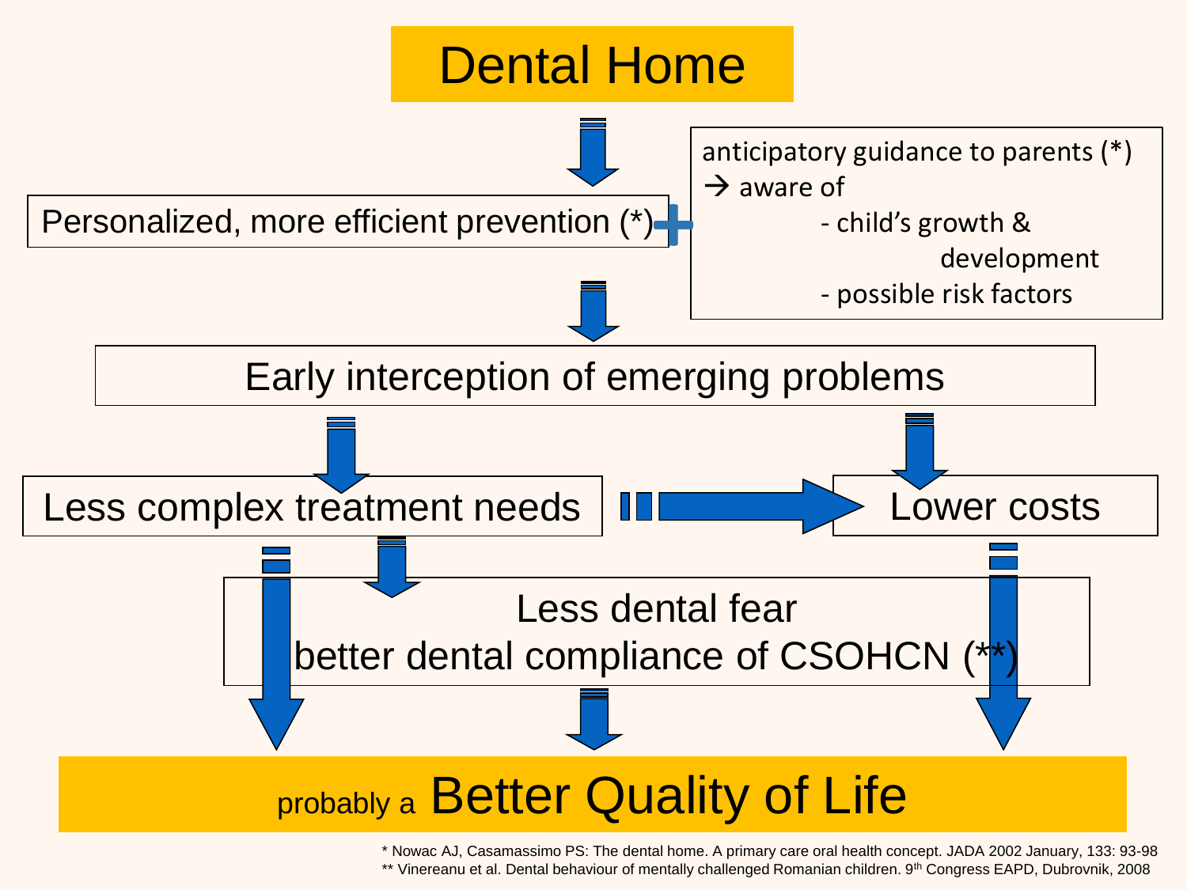# Dental Home

Personalized, more efficient prevention (*)

anticipatory guidance to parents (*)
→ aware of
- child's growth & development
- possible risk factors

Early interception of emerging problems

Less complex treatment needs

Lower costs

Less dental fear
better dental compliance of CSOHCN (**)

probably a **Better Quality of Life**

\* Nowac AJ, Casamassimo PS: The dental home. A primary care oral health concept. JADA 2002 January, 133: 93-98

\*\* Vinereanu et al. Dental behaviour of mentally challenged Romanian children. 9th Congress EAPD, Dubrovnik, 2008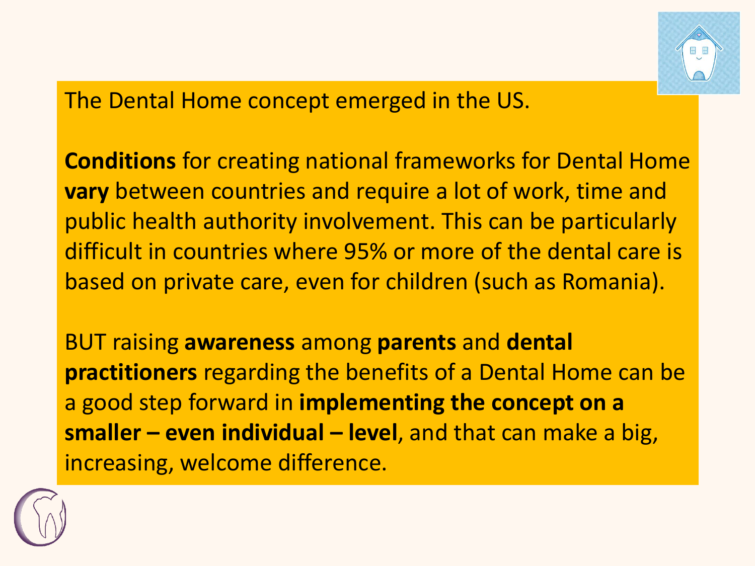The Dental Home concept emerged in the US.

**Conditions** for creating national frameworks for Dental Home **vary** between countries and require a lot of work, time and public health authority involvement. This can be particularly difficult in countries where 95% or more of the dental care is based on private care, even for children (such as Romania).

BUT raising **awareness** among **parents** and **dental practitioners** regarding the benefits of a Dental Home can be a good step forward in **implementing the concept on a smaller – even individual – level**, and that can make a big, increasing, welcome difference.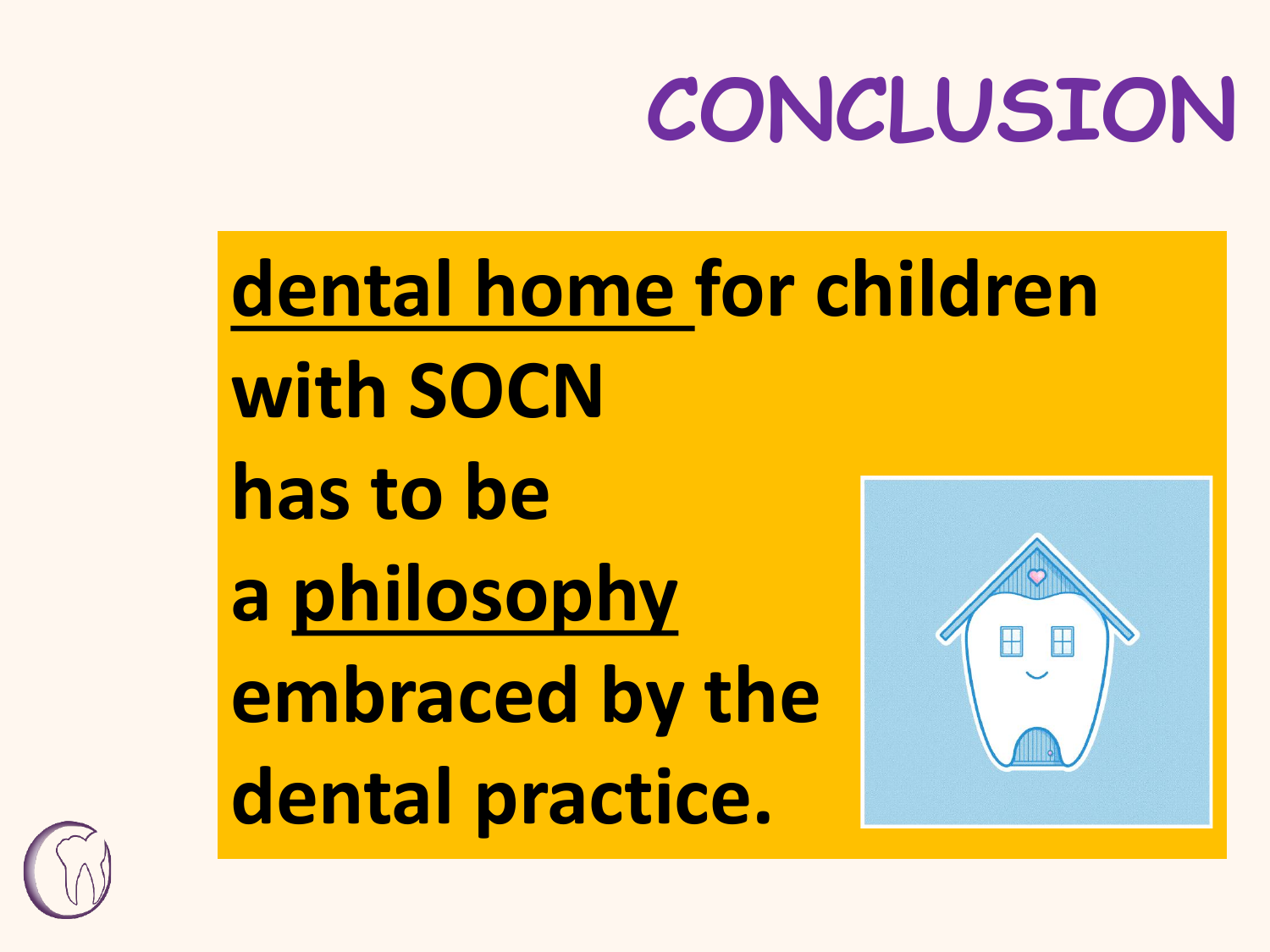# CONCLUSION

<u>dental home</u> for children with SOCN has to be a <u>philosophy</u> embraced by the dental practice.